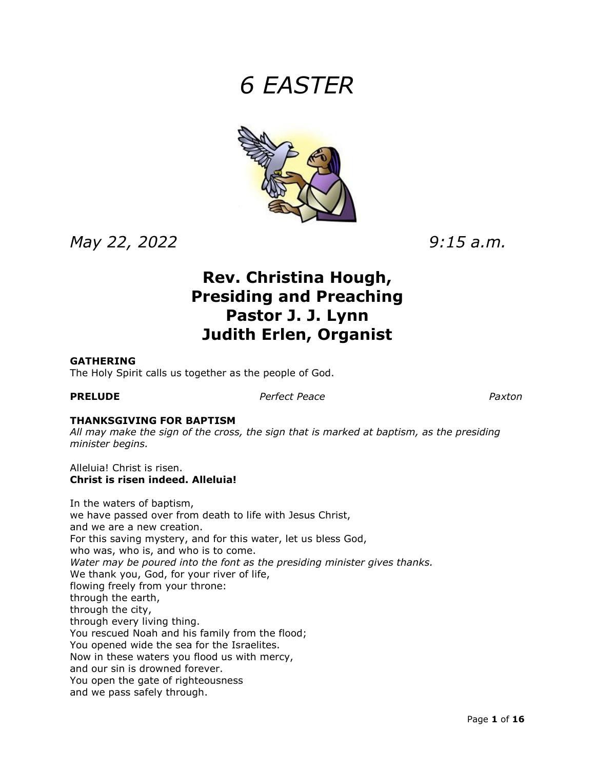# *6 EASTER*

*May 22, 2022* *9:15 a.m.*

## Rev. Christina Hough,
## Presiding and Preaching
## Pastor J. J. Lynn
## Judith Erlen, Organist

**GATHERING**
The Holy Spirit calls us together as the people of God.

**PRELUDE** *Perfect Peace* Paxton

**THANKSGIVING FOR BAPTISM**
*All may make the sign of the cross, the sign that is marked at baptism, as the presiding minister begins.*

Alleluia! Christ is risen.
**Christ is risen indeed. Alleluia!**

In the waters of baptism,
we have passed over from death to life with Jesus Christ,
and we are a new creation.
For this saving mystery, and for this water, let us bless God,
who was, who is, and who is to come.
*Water may be poured into the font as the presiding minister gives thanks.*
We thank you, God, for your river of life,
flowing freely from your throne:
through the earth,
through the city,
through every living thing.
You rescued Noah and his family from the flood;
You opened wide the sea for the Israelites.
Now in these waters you flood us with mercy,
and our sin is drowned forever.
You open the gate of righteousness
and we pass safely through.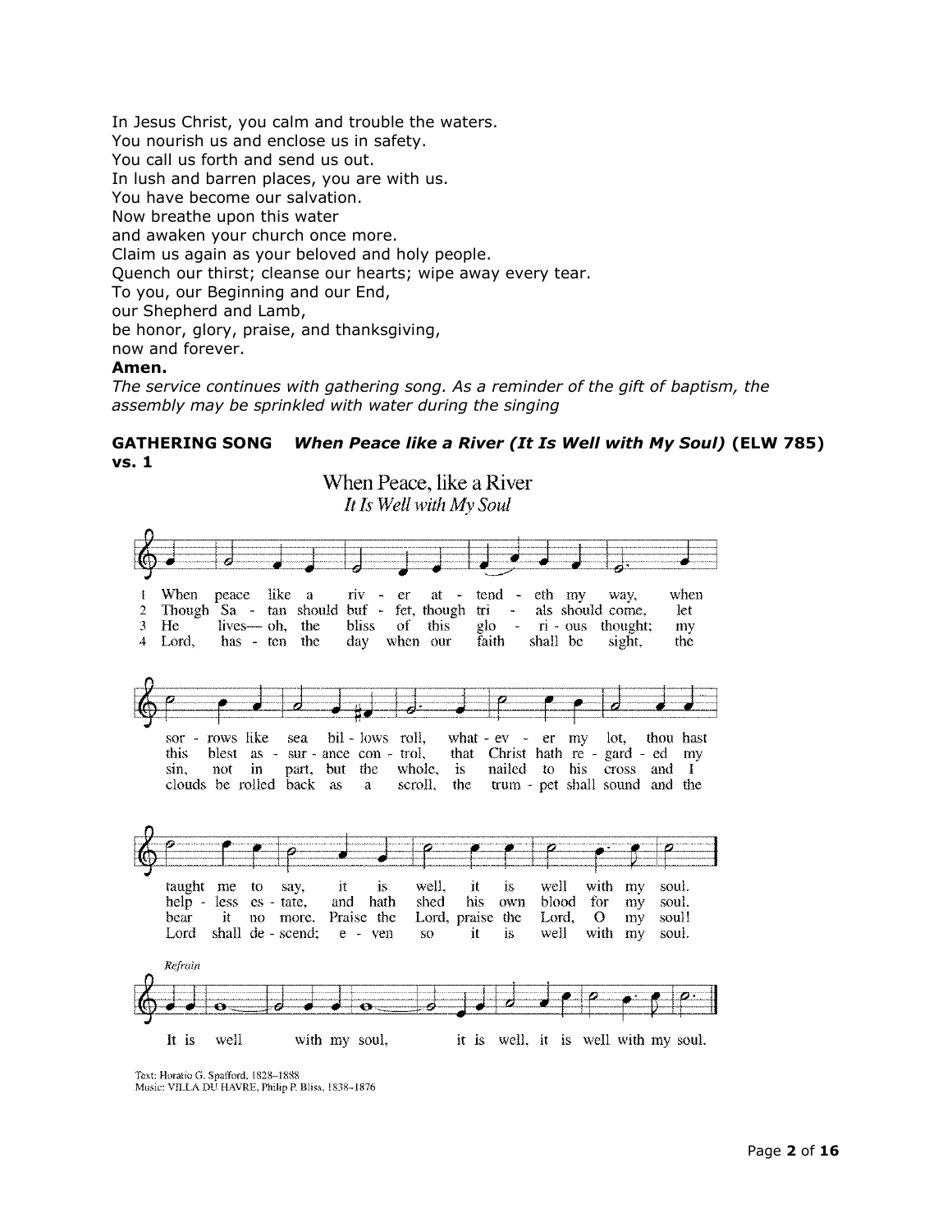In Jesus Christ, you calm and trouble the waters.
You nourish us and enclose us in safety.
You call us forth and send us out.
In lush and barren places, you are with us.
You have become our salvation.
Now breathe upon this water
and awaken your church once more.
Claim us again as your beloved and holy people.
Quench our thirst; cleanse our hearts; wipe away every tear.
To you, our Beginning and our End,
our Shepherd and Lamb,
be honor, glory, praise, and thanksgiving,
now and forever.

**Amen.**

*The service continues with gathering song. As a reminder of the gift of baptism, the assembly may be sprinkled with water during the singing*

**GATHERING SONG** ***When Peace like a River (It Is Well with My Soul)*** **(ELW 785) vs. 1**

When Peace, like a River

*It Is Well with My Soul*

1 When peace like a river attendeth my way, when sorrows like sea billows roll, whatever my lot, thou hast taught me to say, it is well, it is well with my soul.

2 Though Satan should buffet, though trials should come, let this blest assurance control, that Christ hath regarded my helpless estate, and hath shed his own blood for my soul.

3 He lives— oh, the bliss of this glorious thought; my sin, not in part, but the whole, is nailed to his cross and I bear it no more. Praise the Lord, praise the Lord, O my soul!

4 Lord, hasten the day when our faith shall be sight, the clouds be rolled back as a scroll, the trumpet shall sound and the Lord shall descend; even so it is well with my soul.

*Refrain*

It is well with my soul, it is well, it is well with my soul.

Text: Horatio G. Spafford, 1828–1888
Music: VILLA DU HAVRE, Philip P. Bliss, 1838–1876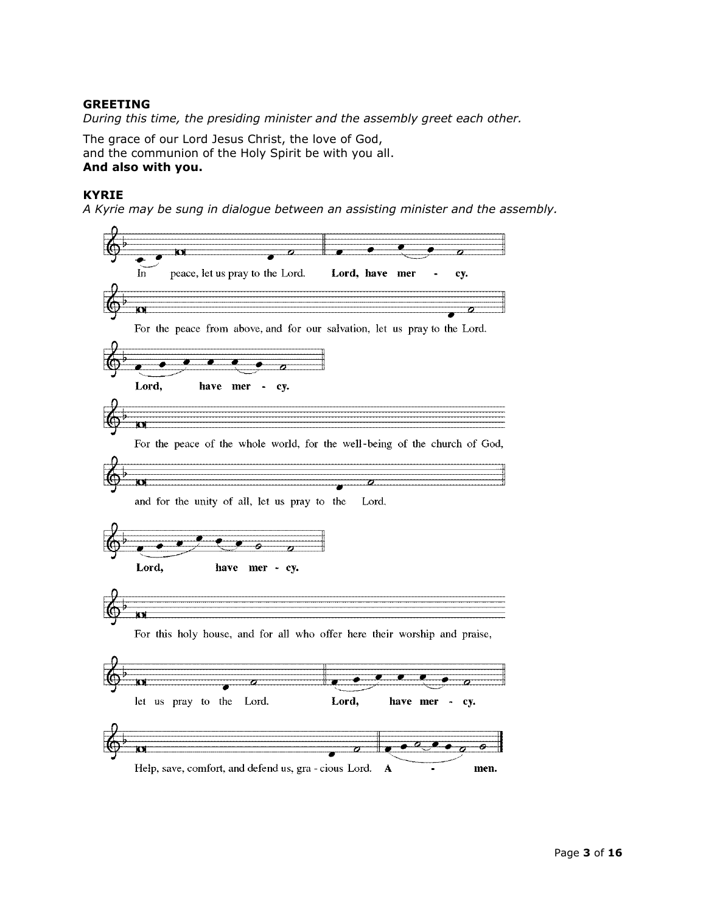**GREETING**

*During this time, the presiding minister and the assembly greet each other.*

The grace of our Lord Jesus Christ, the love of God,
and the communion of the Holy Spirit be with you all.
**And also with you.**

**KYRIE**

*A Kyrie may be sung in dialogue between an assisting minister and the assembly.*

In peace, let us pray to the Lord. **Lord, have mer - cy.**

For the peace from above, and for our salvation, let us pray to the Lord.

**Lord, have mer - cy.**

For the peace of the whole world, for the well-being of the church of God,
and for the unity of all, let us pray to the Lord.

**Lord, have mer - cy.**

For this holy house, and for all who offer here their worship and praise,
let us pray to the Lord. **Lord, have mer - cy.**

Help, save, comfort, and defend us, gra - cious Lord. **A - men.**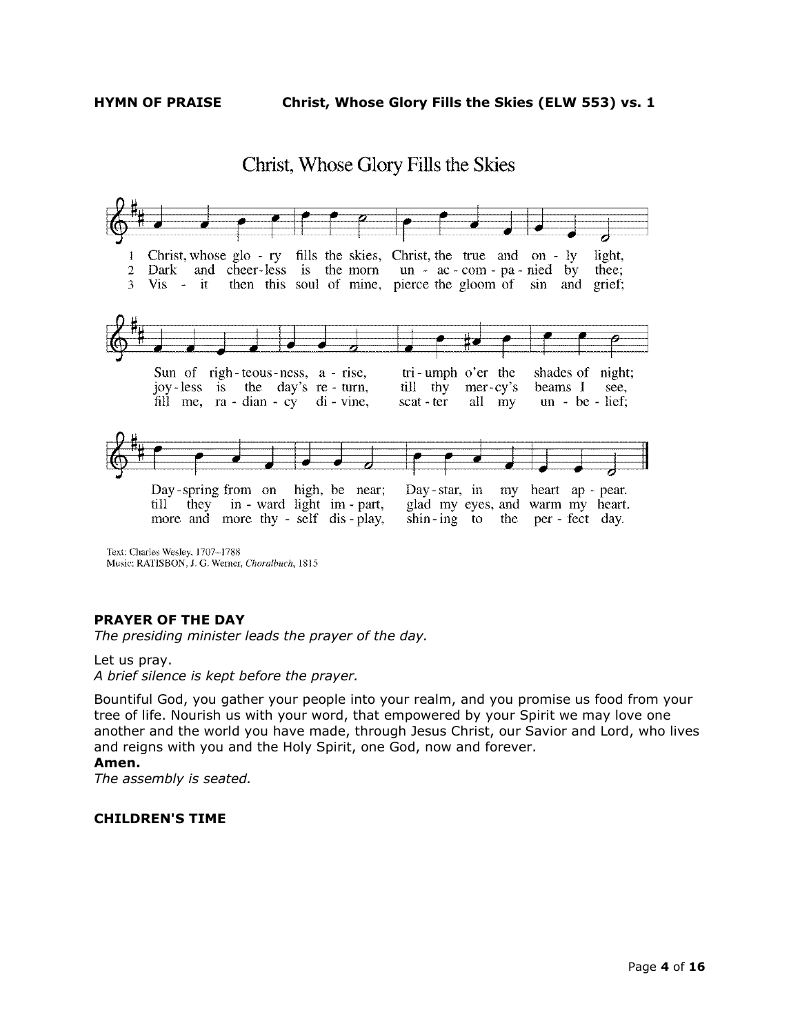**HYMN OF PRAISE** **Christ, Whose Glory Fills the Skies (ELW 553) vs. 1**

Christ, Whose Glory Fills the Skies

1 Christ, whose glo - ry fills the skies, Christ, the true and on - ly light,
2 Dark and cheer-less is the morn un - ac - com - pa - nied by thee;
3 Vis - it then this soul of mine, pierce the gloom of sin and grief;

Sun of righ-teous-ness, a - rise, tri - umph o'er the shades of night;
joy-less is the day's re - turn, till thy mer-cy's beams I see,
fill me, ra - dian - cy di - vine, scat - ter all my un - be - lief;

Day-spring from on high, be near; Day - star, in my heart ap - pear.
till they in - ward light im - part, glad my eyes, and warm my heart.
more and more thy - self dis - play, shin - ing to the per - fect day.

Text: Charles Wesley, 1707–1788
Music: RATISBON, J. G. Werner, *Choralbuch*, 1815

**PRAYER OF THE DAY**

*The presiding minister leads the prayer of the day.*

Let us pray.
*A brief silence is kept before the prayer.*

Bountiful God, you gather your people into your realm, and you promise us food from your tree of life. Nourish us with your word, that empowered by your Spirit we may love one another and the world you have made, through Jesus Christ, our Savior and Lord, who lives and reigns with you and the Holy Spirit, one God, now and forever.
**Amen.**
*The assembly is seated.*

**CHILDREN'S TIME**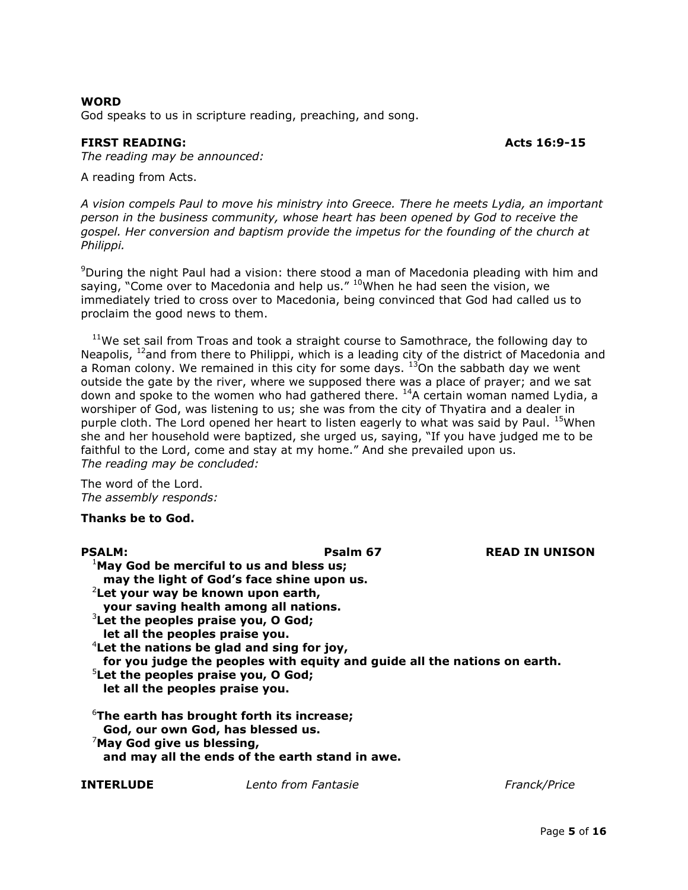**WORD**

God speaks to us in scripture reading, preaching, and song.

**FIRST READING: Acts 16:9-15**

*The reading may be announced:*

A reading from Acts.

*A vision compels Paul to move his ministry into Greece. There he meets Lydia, an important person in the business community, whose heart has been opened by God to receive the gospel. Her conversion and baptism provide the impetus for the founding of the church at Philippi.*

[9]During the night Paul had a vision: there stood a man of Macedonia pleading with him and saying, "Come over to Macedonia and help us." [10]When he had seen the vision, we immediately tried to cross over to Macedonia, being convinced that God had called us to proclaim the good news to them.

[11]We set sail from Troas and took a straight course to Samothrace, the following day to Neapolis, [12]and from there to Philippi, which is a leading city of the district of Macedonia and a Roman colony. We remained in this city for some days. [13]On the sabbath day we went outside the gate by the river, where we supposed there was a place of prayer; and we sat down and spoke to the women who had gathered there. [14]A certain woman named Lydia, a worshiper of God, was listening to us; she was from the city of Thyatira and a dealer in purple cloth. The Lord opened her heart to listen eagerly to what was said by Paul. [15]When she and her household were baptized, she urged us, saying, "If you have judged me to be faithful to the Lord, come and stay at my home." And she prevailed upon us.

*The reading may be concluded:*

The word of the Lord.

*The assembly responds:*

**Thanks be to God.**

**PSALM: Psalm 67 READ IN UNISON**

**[1]May God be merciful to us and bless us;**
**may the light of God's face shine upon us.**
**[2]Let your way be known upon earth,**
**your saving health among all nations.**
**[3]Let the peoples praise you, O God;**
**let all the peoples praise you.**
**[4]Let the nations be glad and sing for joy,**
**for you judge the peoples with equity and guide all the nations on earth.**
**[5]Let the peoples praise you, O God;**
**let all the peoples praise you.**

**[6]The earth has brought forth its increase;**
**God, our own God, has blessed us.**
**[7]May God give us blessing,**
**and may all the ends of the earth stand in awe.**

**INTERLUDE** *Lento from Fantasie* *Franck/Price*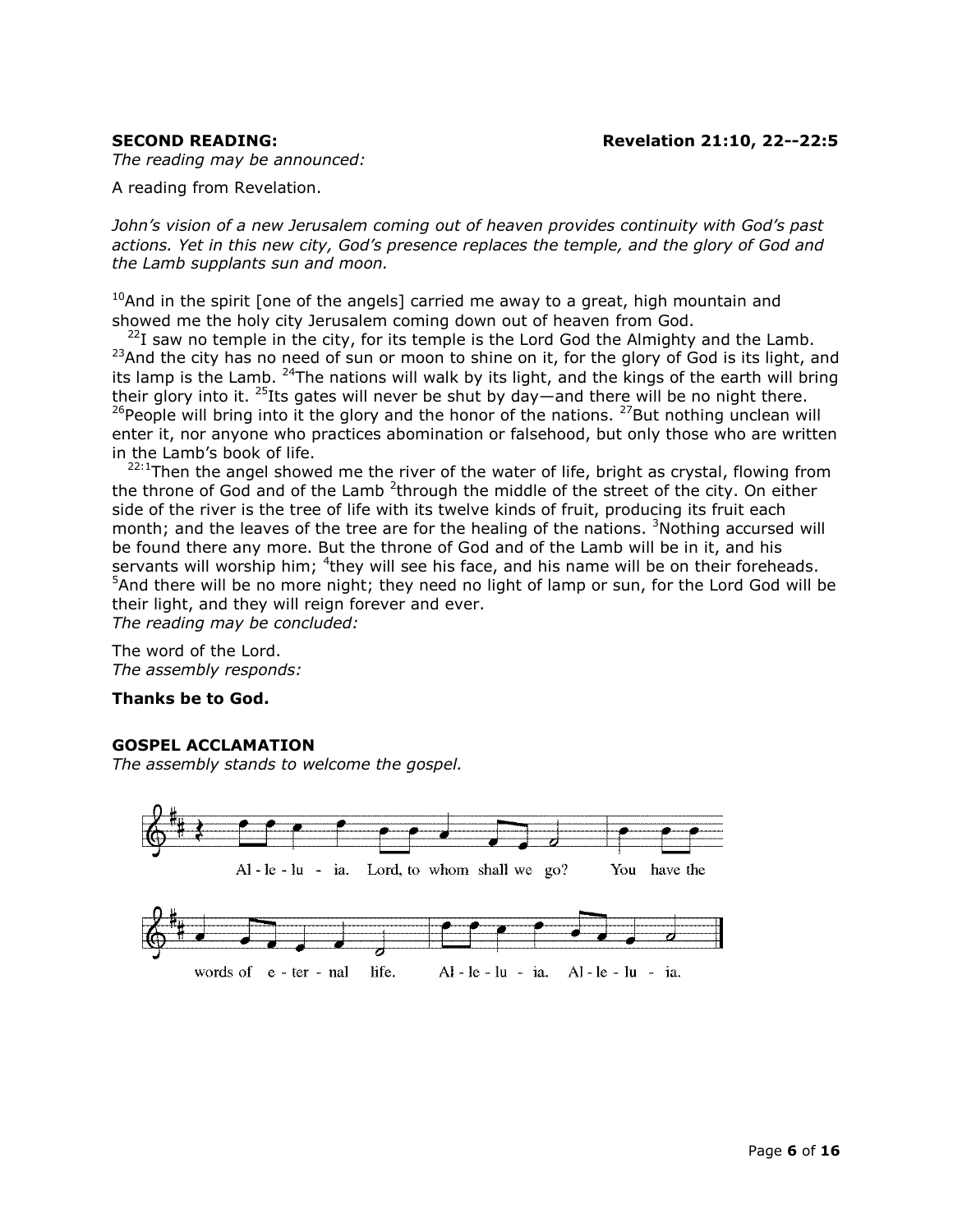**SECOND READING:** **Revelation 21:10, 22--22:5**

*The reading may be announced:*

A reading from Revelation.

*John's vision of a new Jerusalem coming out of heaven provides continuity with God's past actions. Yet in this new city, God's presence replaces the temple, and the glory of God and the Lamb supplants sun and moon.*

[10]And in the spirit [one of the angels] carried me away to a great, high mountain and showed me the holy city Jerusalem coming down out of heaven from God.

[22]I saw no temple in the city, for its temple is the Lord God the Almighty and the Lamb. [23]And the city has no need of sun or moon to shine on it, for the glory of God is its light, and its lamp is the Lamb. [24]The nations will walk by its light, and the kings of the earth will bring their glory into it. [25]Its gates will never be shut by day—and there will be no night there. [26]People will bring into it the glory and the honor of the nations. [27]But nothing unclean will enter it, nor anyone who practices abomination or falsehood, but only those who are written in the Lamb's book of life.

[22:1]Then the angel showed me the river of the water of life, bright as crystal, flowing from the throne of God and of the Lamb [2]through the middle of the street of the city. On either side of the river is the tree of life with its twelve kinds of fruit, producing its fruit each month; and the leaves of the tree are for the healing of the nations. [3]Nothing accursed will be found there any more. But the throne of God and of the Lamb will be in it, and his servants will worship him; [4]they will see his face, and his name will be on their foreheads. [5]And there will be no more night; they need no light of lamp or sun, for the Lord God will be their light, and they will reign forever and ever.

*The reading may be concluded:*

The word of the Lord.

*The assembly responds:*

**Thanks be to God.**

**GOSPEL ACCLAMATION**

*The assembly stands to welcome the gospel.*

Al - le - lu - ia. Lord, to whom shall we go? You have the words of e - ter - nal life. Al - le - lu - ia. Al - le - lu - ia.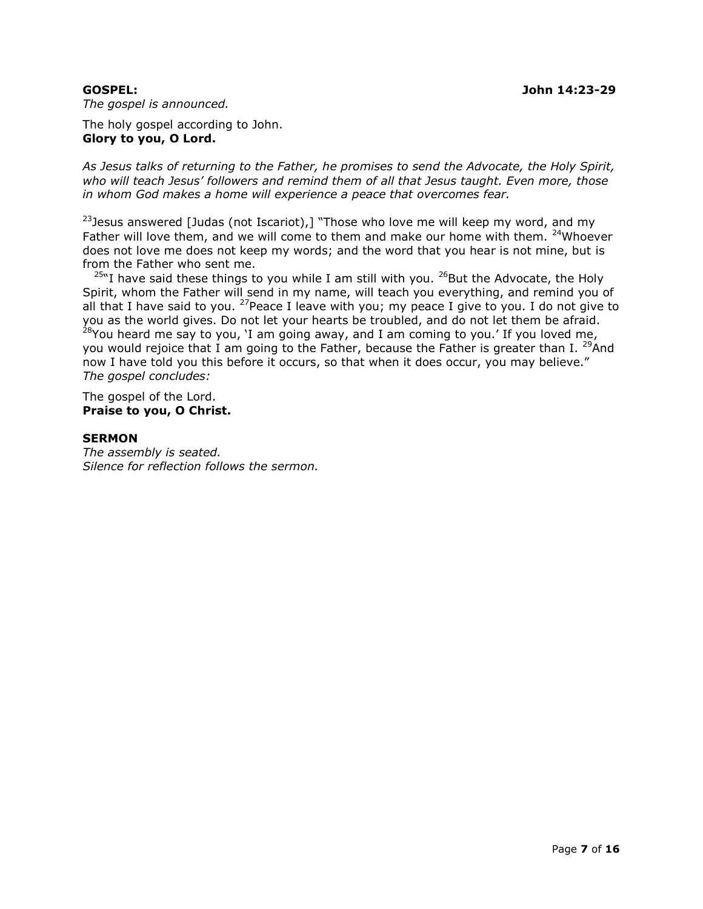**GOSPEL:** **John 14:23-29**

*The gospel is announced.*

The holy gospel according to John.
**Glory to you, O Lord.**

*As Jesus talks of returning to the Father, he promises to send the Advocate, the Holy Spirit, who will teach Jesus' followers and remind them of all that Jesus taught. Even more, those in whom God makes a home will experience a peace that overcomes fear.*

[23]Jesus answered [Judas (not Iscariot),] "Those who love me will keep my word, and my Father will love them, and we will come to them and make our home with them. [24]Whoever does not love me does not keep my words; and the word that you hear is not mine, but is from the Father who sent me.

[25]"I have said these things to you while I am still with you. [26]But the Advocate, the Holy Spirit, whom the Father will send in my name, will teach you everything, and remind you of all that I have said to you. [27]Peace I leave with you; my peace I give to you. I do not give to you as the world gives. Do not let your hearts be troubled, and do not let them be afraid. [28]You heard me say to you, 'I am going away, and I am coming to you.' If you loved me, you would rejoice that I am going to the Father, because the Father is greater than I. [29]And now I have told you this before it occurs, so that when it does occur, you may believe."

*The gospel concludes:*

The gospel of the Lord.
**Praise to you, O Christ.**

**SERMON**

*The assembly is seated.*
*Silence for reflection follows the sermon.*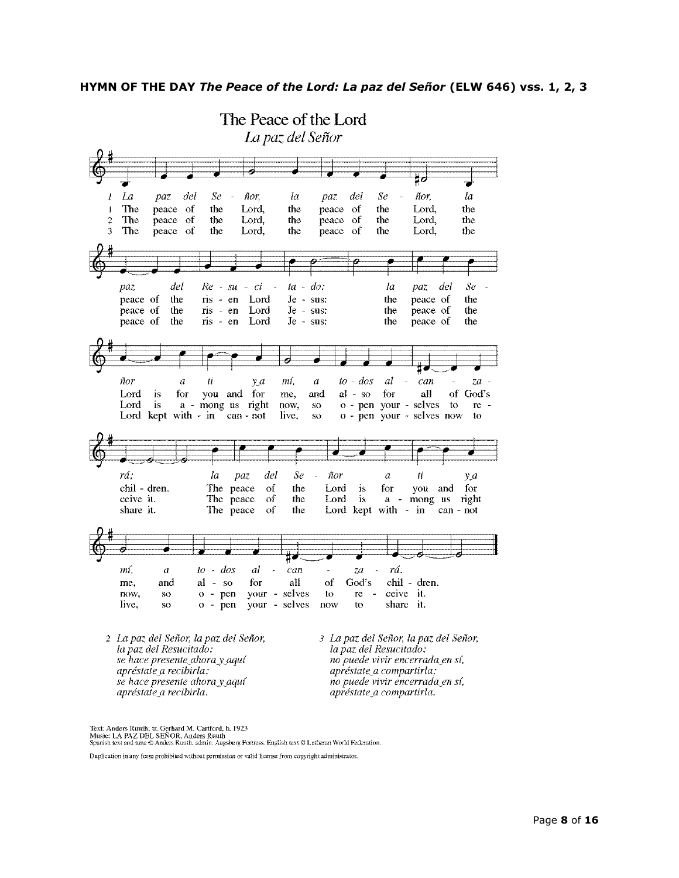**HYMN OF THE DAY** ***The Peace of the Lord: La paz del Señor*** **(ELW 646) vss. 1, 2, 3**

# The Peace of the Lord

*La paz del Señor*

*1 La paz del Señor, la paz del Señor, la paz del Resucitado: la paz del Señor a ti y a mí, a todos alcanzará; la paz del Señor a ti y a mí, a todos alcanzará.*

1 The peace of the Lord, the peace of the Lord, the peace of the risen Lord Jesus: the peace of the Lord is for you and for me, and also for all of God's children. The peace of the Lord is for you and for me, and also for all of God's children.

2 The peace of the Lord, the peace of the Lord, the peace of the risen Lord Jesus: the peace of the Lord is among us right now, so open yourselves to receive it. The peace of the Lord is among us right now, so open yourselves to receive it.

3 The peace of the Lord, the peace of the Lord, the peace of the risen Lord Jesus: the peace of the Lord kept within cannot live, so open yourselves now to share it. The peace of the Lord kept within cannot live, so open yourselves now to share it.

*2 La paz del Señor, la paz del Señor,*
*la paz del Resucitado:*
*se hace presente ahora y aquí*
*apréstate a recibirla:*
*se hace presente ahora y aquí*
*apréstate a recibirla.*

*3 La paz del Señor, la paz del Señor,*
*la paz del Resucitado:*
*no puede vivir encerrada en sí,*
*apréstate a compartirla:*
*no puede vivir encerrada en sí,*
*apréstate a compartirla.*

Text: Anders Ruuth; tr. Gerhard M. Cartford, b. 1923
Music: LA PAZ DEL SEÑOR, Anders Ruuth
Spanish text and tune © Anders Ruuth, admin. Augsburg Fortress. English text © Lutheran World Federation.

Duplication in any form prohibited without permission or valid license from copyright administrator.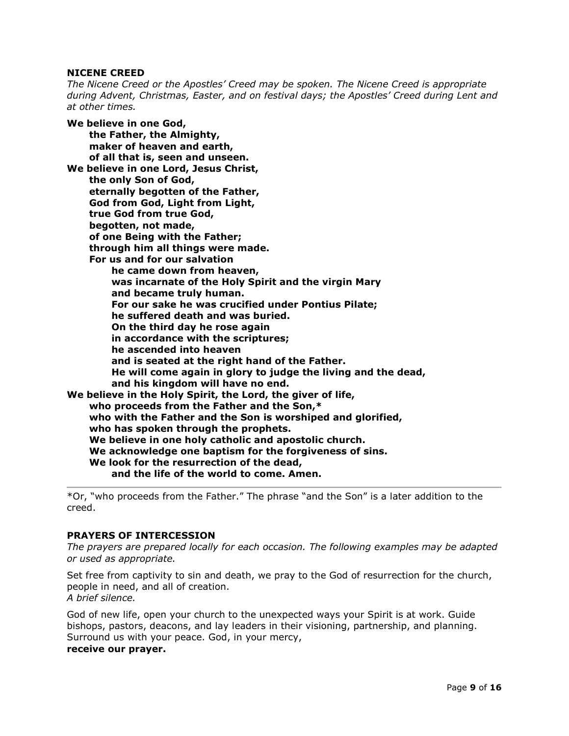**NICENE CREED**

*The Nicene Creed or the Apostles' Creed may be spoken. The Nicene Creed is appropriate during Advent, Christmas, Easter, and on festival days; the Apostles' Creed during Lent and at other times.*

**We believe in one God,**
**the Father, the Almighty,**
**maker of heaven and earth,**
**of all that is, seen and unseen.**
**We believe in one Lord, Jesus Christ,**
**the only Son of God,**
**eternally begotten of the Father,**
**God from God, Light from Light,**
**true God from true God,**
**begotten, not made,**
**of one Being with the Father;**
**through him all things were made.**
**For us and for our salvation**
**he came down from heaven,**
**was incarnate of the Holy Spirit and the virgin Mary**
**and became truly human.**
**For our sake he was crucified under Pontius Pilate;**
**he suffered death and was buried.**
**On the third day he rose again**
**in accordance with the scriptures;**
**he ascended into heaven**
**and is seated at the right hand of the Father.**
**He will come again in glory to judge the living and the dead,**
**and his kingdom will have no end.**
**We believe in the Holy Spirit, the Lord, the giver of life,**
**who proceeds from the Father and the Son,***
**who with the Father and the Son is worshiped and glorified,**
**who has spoken through the prophets.**
**We believe in one holy catholic and apostolic church.**
**We acknowledge one baptism for the forgiveness of sins.**
**We look for the resurrection of the dead,**
**and the life of the world to come. Amen.**

---

*Or, "who proceeds from the Father." The phrase "and the Son" is a later addition to the creed.

**PRAYERS OF INTERCESSION**

*The prayers are prepared locally for each occasion. The following examples may be adapted or used as appropriate.*

Set free from captivity to sin and death, we pray to the God of resurrection for the church, people in need, and all of creation.
*A brief silence.*

God of new life, open your church to the unexpected ways your Spirit is at work. Guide bishops, pastors, deacons, and lay leaders in their visioning, partnership, and planning. Surround us with your peace. God, in your mercy,
**receive our prayer.**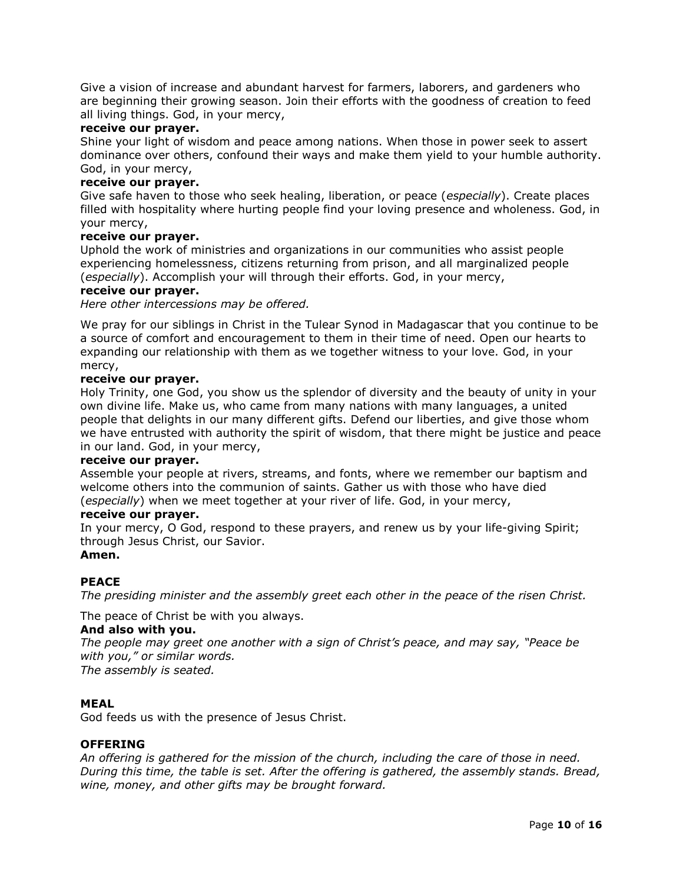Give a vision of increase and abundant harvest for farmers, laborers, and gardeners who are beginning their growing season. Join their efforts with the goodness of creation to feed all living things. God, in your mercy,

**receive our prayer.**

Shine your light of wisdom and peace among nations. When those in power seek to assert dominance over others, confound their ways and make them yield to your humble authority. God, in your mercy,

**receive our prayer.**

Give safe haven to those who seek healing, liberation, or peace (*especially*). Create places filled with hospitality where hurting people find your loving presence and wholeness. God, in your mercy,

**receive our prayer.**

Uphold the work of ministries and organizations in our communities who assist people experiencing homelessness, citizens returning from prison, and all marginalized people (*especially*). Accomplish your will through their efforts. God, in your mercy,

**receive our prayer.**

*Here other intercessions may be offered.*

We pray for our siblings in Christ in the Tulear Synod in Madagascar that you continue to be a source of comfort and encouragement to them in their time of need. Open our hearts to expanding our relationship with them as we together witness to your love. God, in your mercy,

**receive our prayer.**

Holy Trinity, one God, you show us the splendor of diversity and the beauty of unity in your own divine life. Make us, who came from many nations with many languages, a united people that delights in our many different gifts. Defend our liberties, and give those whom we have entrusted with authority the spirit of wisdom, that there might be justice and peace in our land. God, in your mercy,

**receive our prayer.**

Assemble your people at rivers, streams, and fonts, where we remember our baptism and welcome others into the communion of saints. Gather us with those who have died (*especially*) when we meet together at your river of life. God, in your mercy,

**receive our prayer.**

In your mercy, O God, respond to these prayers, and renew us by your life-giving Spirit; through Jesus Christ, our Savior.

**Amen.**

**PEACE**

*The presiding minister and the assembly greet each other in the peace of the risen Christ.*

The peace of Christ be with you always.

**And also with you.**

*The people may greet one another with a sign of Christ's peace, and may say, "Peace be with you," or similar words.*

*The assembly is seated.*

**MEAL**

God feeds us with the presence of Jesus Christ.

**OFFERING**

*An offering is gathered for the mission of the church, including the care of those in need. During this time, the table is set. After the offering is gathered, the assembly stands. Bread, wine, money, and other gifts may be brought forward.*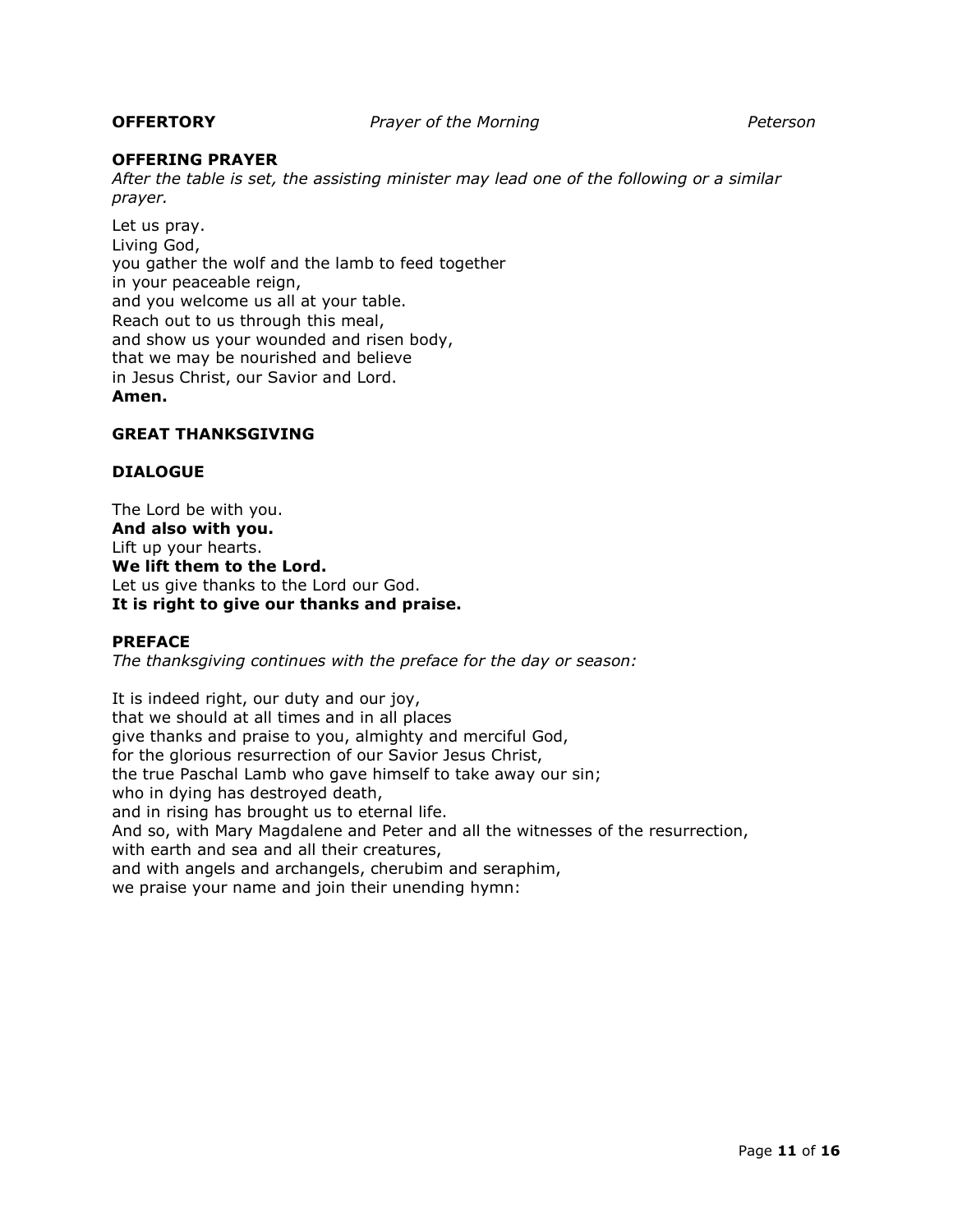**OFFERTORY** *Prayer of the Morning* *Peterson*

**OFFERING PRAYER**

*After the table is set, the assisting minister may lead one of the following or a similar prayer.*

Let us pray.
Living God,
you gather the wolf and the lamb to feed together
in your peaceable reign,
and you welcome us all at your table.
Reach out to us through this meal,
and show us your wounded and risen body,
that we may be nourished and believe
in Jesus Christ, our Savior and Lord.
**Amen.**

**GREAT THANKSGIVING**

**DIALOGUE**

The Lord be with you.
**And also with you.**
Lift up your hearts.
**We lift them to the Lord.**
Let us give thanks to the Lord our God.
**It is right to give our thanks and praise.**

**PREFACE**

*The thanksgiving continues with the preface for the day or season:*

It is indeed right, our duty and our joy,
that we should at all times and in all places
give thanks and praise to you, almighty and merciful God,
for the glorious resurrection of our Savior Jesus Christ,
the true Paschal Lamb who gave himself to take away our sin;
who in dying has destroyed death,
and in rising has brought us to eternal life.
And so, with Mary Magdalene and Peter and all the witnesses of the resurrection,
with earth and sea and all their creatures,
and with angels and archangels, cherubim and seraphim,
we praise your name and join their unending hymn: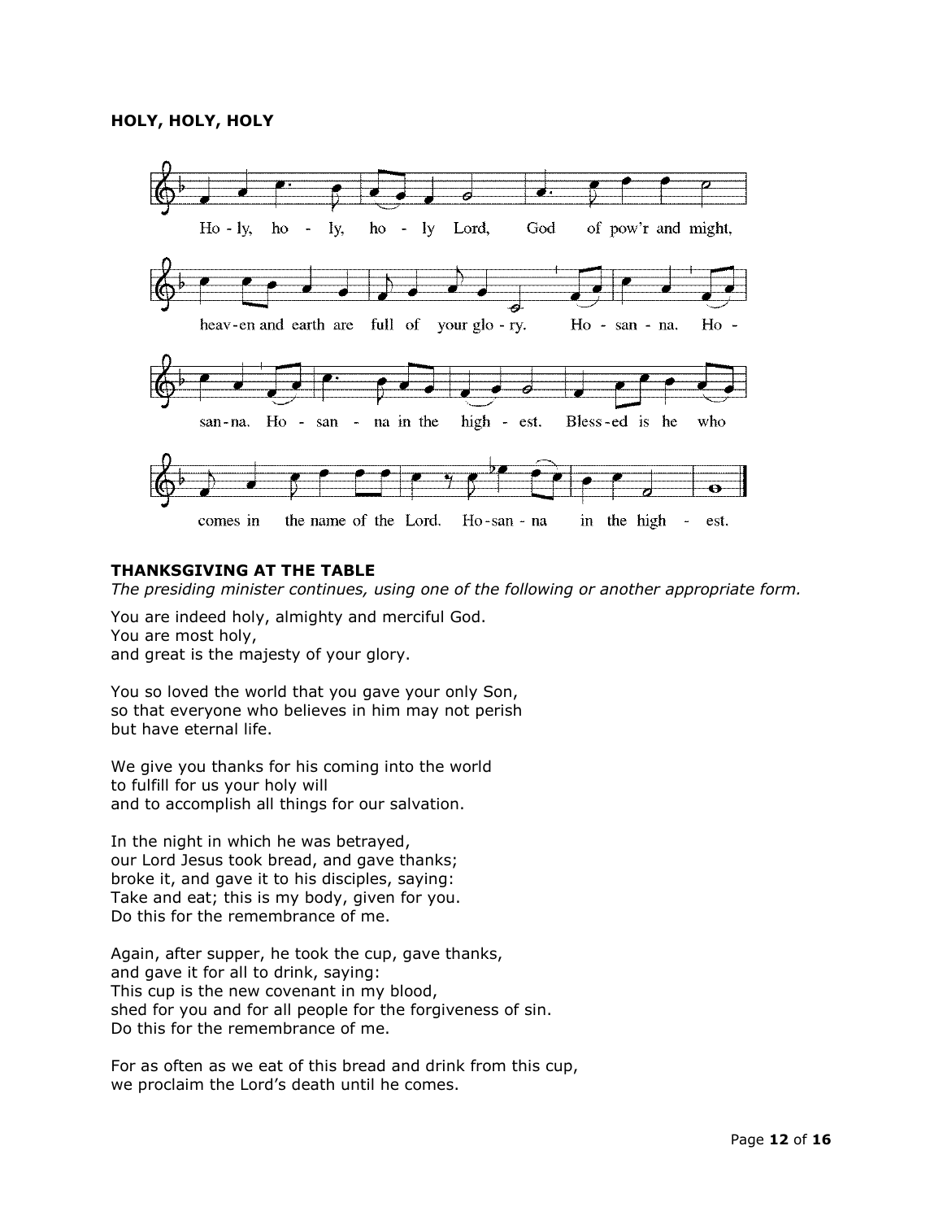**HOLY, HOLY, HOLY**

Ho - ly, ho - ly, ho - ly Lord, God of pow'r and might,

heav-en and earth are full of your glo - ry. Ho - san - na. Ho -

san-na. Ho - san - na in the high - est. Bless-ed is he who

comes in the name of the Lord. Ho-san - na in the high - est.

**THANKSGIVING AT THE TABLE**

*The presiding minister continues, using one of the following or another appropriate form.*

You are indeed holy, almighty and merciful God.
You are most holy,
and great is the majesty of your glory.

You so loved the world that you gave your only Son,
so that everyone who believes in him may not perish
but have eternal life.

We give you thanks for his coming into the world
to fulfill for us your holy will
and to accomplish all things for our salvation.

In the night in which he was betrayed,
our Lord Jesus took bread, and gave thanks;
broke it, and gave it to his disciples, saying:
Take and eat; this is my body, given for you.
Do this for the remembrance of me.

Again, after supper, he took the cup, gave thanks,
and gave it for all to drink, saying:
This cup is the new covenant in my blood,
shed for you and for all people for the forgiveness of sin.
Do this for the remembrance of me.

For as often as we eat of this bread and drink from this cup,
we proclaim the Lord's death until he comes.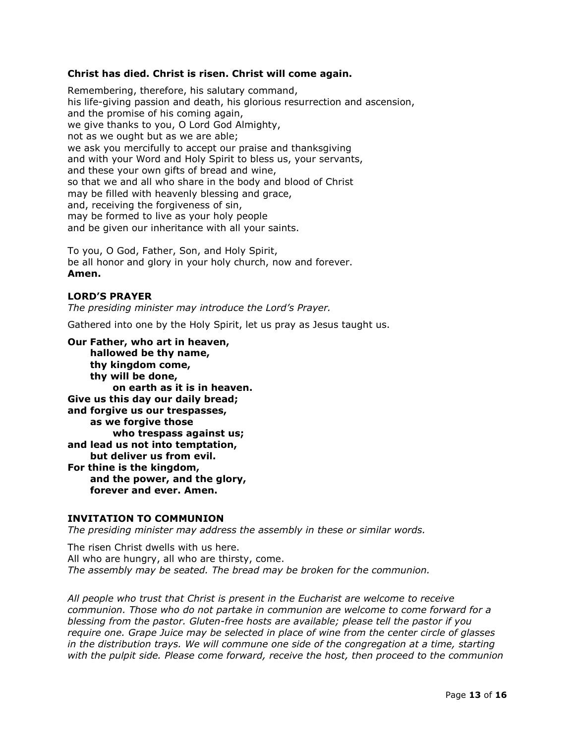**Christ has died. Christ is risen. Christ will come again.**

Remembering, therefore, his salutary command,
his life-giving passion and death, his glorious resurrection and ascension,
and the promise of his coming again,
we give thanks to you, O Lord God Almighty,
not as we ought but as we are able;
we ask you mercifully to accept our praise and thanksgiving
and with your Word and Holy Spirit to bless us, your servants,
and these your own gifts of bread and wine,
so that we and all who share in the body and blood of Christ
may be filled with heavenly blessing and grace,
and, receiving the forgiveness of sin,
may be formed to live as your holy people
and be given our inheritance with all your saints.

To you, O God, Father, Son, and Holy Spirit,
be all honor and glory in your holy church, now and forever.
**Amen.**

**LORD'S PRAYER**

*The presiding minister may introduce the Lord's Prayer.*

Gathered into one by the Holy Spirit, let us pray as Jesus taught us.

**Our Father, who art in heaven,**
**hallowed be thy name,**
**thy kingdom come,**
**thy will be done,**
**on earth as it is in heaven.**
**Give us this day our daily bread;**
**and forgive us our trespasses,**
**as we forgive those**
**who trespass against us;**
**and lead us not into temptation,**
**but deliver us from evil.**
**For thine is the kingdom,**
**and the power, and the glory,**
**forever and ever. Amen.**

**INVITATION TO COMMUNION**

*The presiding minister may address the assembly in these or similar words.*

The risen Christ dwells with us here.
All who are hungry, all who are thirsty, come.
*The assembly may be seated. The bread may be broken for the communion.*

*All people who trust that Christ is present in the Eucharist are welcome to receive communion. Those who do not partake in communion are welcome to come forward for a blessing from the pastor. Gluten-free hosts are available; please tell the pastor if you require one. Grape Juice may be selected in place of wine from the center circle of glasses in the distribution trays. We will commune one side of the congregation at a time, starting with the pulpit side. Please come forward, receive the host, then proceed to the communion*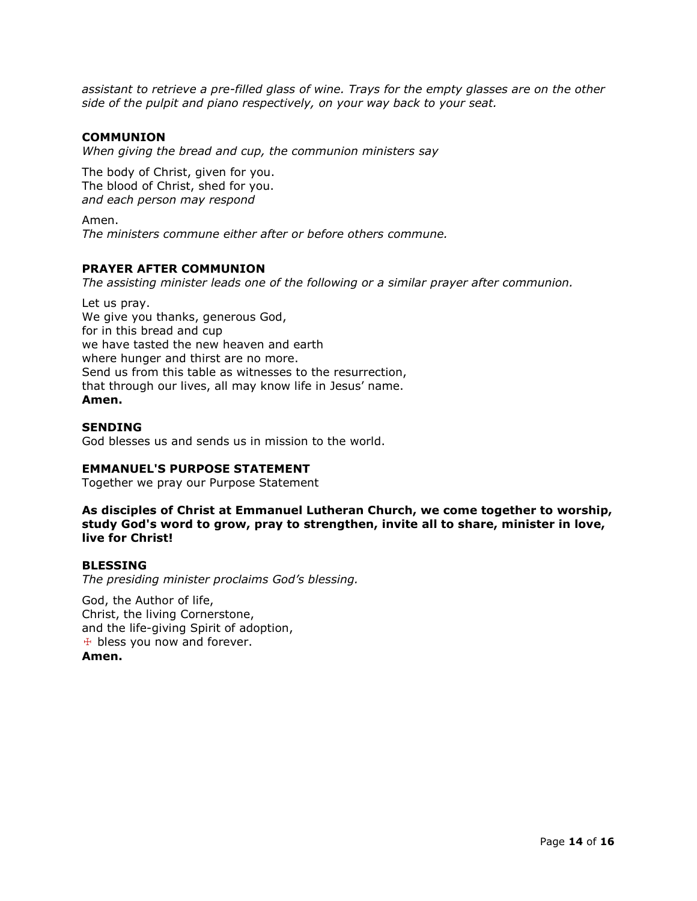*assistant to retrieve a pre-filled glass of wine. Trays for the empty glasses are on the other side of the pulpit and piano respectively, on your way back to your seat.*

### COMMUNION

*When giving the bread and cup, the communion ministers say*

The body of Christ, given for you.
The blood of Christ, shed for you.
*and each person may respond*

Amen.
*The ministers commune either after or before others commune.*

### PRAYER AFTER COMMUNION

*The assisting minister leads one of the following or a similar prayer after communion.*

Let us pray.
We give you thanks, generous God,
for in this bread and cup
we have tasted the new heaven and earth
where hunger and thirst are no more.
Send us from this table as witnesses to the resurrection,
that through our lives, all may know life in Jesus' name.
**Amen.**

### SENDING

God blesses us and sends us in mission to the world.

### EMMANUEL'S PURPOSE STATEMENT

Together we pray our Purpose Statement

**As disciples of Christ at Emmanuel Lutheran Church, we come together to worship, study God's word to grow, pray to strengthen, invite all to share, minister in love, live for Christ!**

### BLESSING

*The presiding minister proclaims God's blessing.*

God, the Author of life,
Christ, the living Cornerstone,
and the life-giving Spirit of adoption,
☩ bless you now and forever.
**Amen.**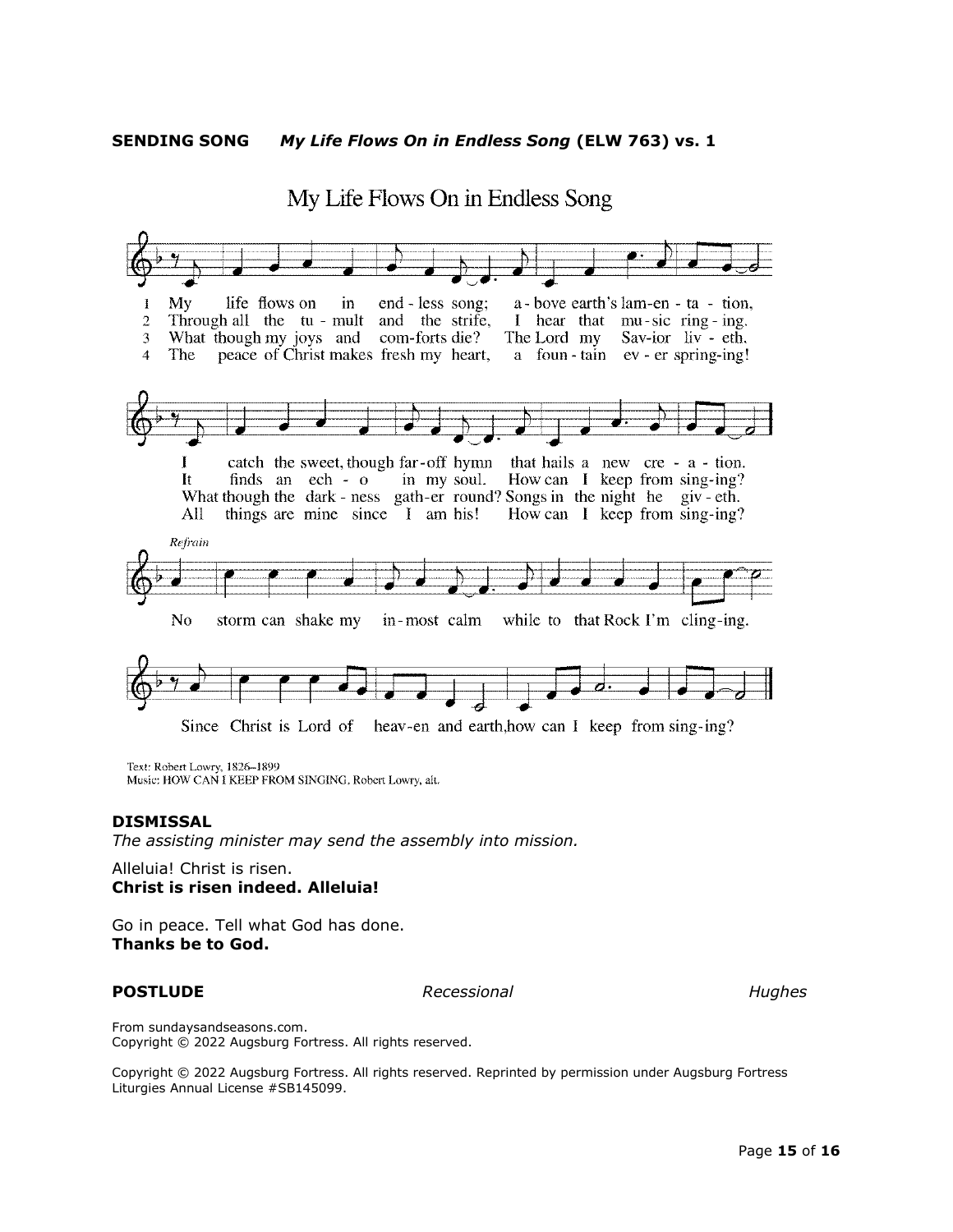**SENDING SONG** *My Life Flows On in Endless Song* **(ELW 763) vs. 1**

My Life Flows On in Endless Song

1 My life flows on in end - less song; a - bove earth's lam-en - ta - tion,
2 Through all the tu - mult and the strife, I hear that mu - sic ring - ing.
3 What though my joys and com-forts die? The Lord my Sav-ior liv - eth.
4 The peace of Christ makes fresh my heart, a foun - tain ev - er spring-ing!

I catch the sweet, though far-off hymn that hails a new cre - a - tion.
It finds an ech - o in my soul. How can I keep from sing-ing?
What though the dark - ness gath-er round? Songs in the night he giv - eth.
All things are mine since I am his! How can I keep from sing-ing?

*Refrain*

No storm can shake my in-most calm while to that Rock I'm cling-ing.

Since Christ is Lord of heav-en and earth, how can I keep from sing-ing?

Text: Robert Lowry, 1826–1899
Music: HOW CAN I KEEP FROM SINGING, Robert Lowry, alt.

**DISMISSAL**

*The assisting minister may send the assembly into mission.*

Alleluia! Christ is risen.
**Christ is risen indeed. Alleluia!**

Go in peace. Tell what God has done.
**Thanks be to God.**

**POSTLUDE** *Recessional* *Hughes*

From sundaysandseasons.com.
Copyright © 2022 Augsburg Fortress. All rights reserved.

Copyright © 2022 Augsburg Fortress. All rights reserved. Reprinted by permission under Augsburg Fortress Liturgies Annual License #SB145099.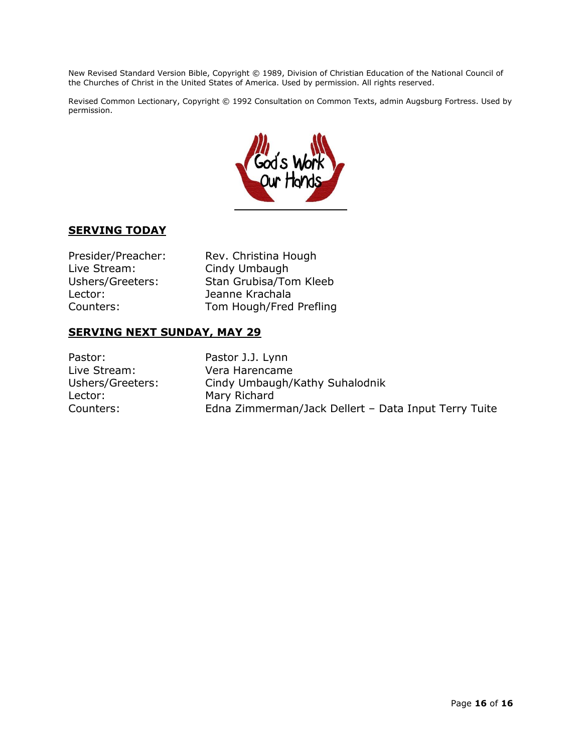New Revised Standard Version Bible, Copyright © 1989, Division of Christian Education of the National Council of the Churches of Christ in the United States of America. Used by permission. All rights reserved.

Revised Common Lectionary, Copyright © 1992 Consultation on Common Texts, admin Augsburg Fortress. Used by permission.

God's Work Our Hands

## SERVING TODAY

| | |
|---|---|
| Presider/Preacher: | Rev. Christina Hough |
| Live Stream: | Cindy Umbaugh |
| Ushers/Greeters: | Stan Grubisa/Tom Kleeb |
| Lector: | Jeanne Krachala |
| Counters: | Tom Hough/Fred Prefling |

## SERVING NEXT SUNDAY, MAY 29

| | |
|---|---|
| Pastor: | Pastor J.J. Lynn |
| Live Stream: | Vera Harencame |
| Ushers/Greeters: | Cindy Umbaugh/Kathy Suhalodnik |
| Lector: | Mary Richard |
| Counters: | Edna Zimmerman/Jack Dellert – Data Input Terry Tuite |